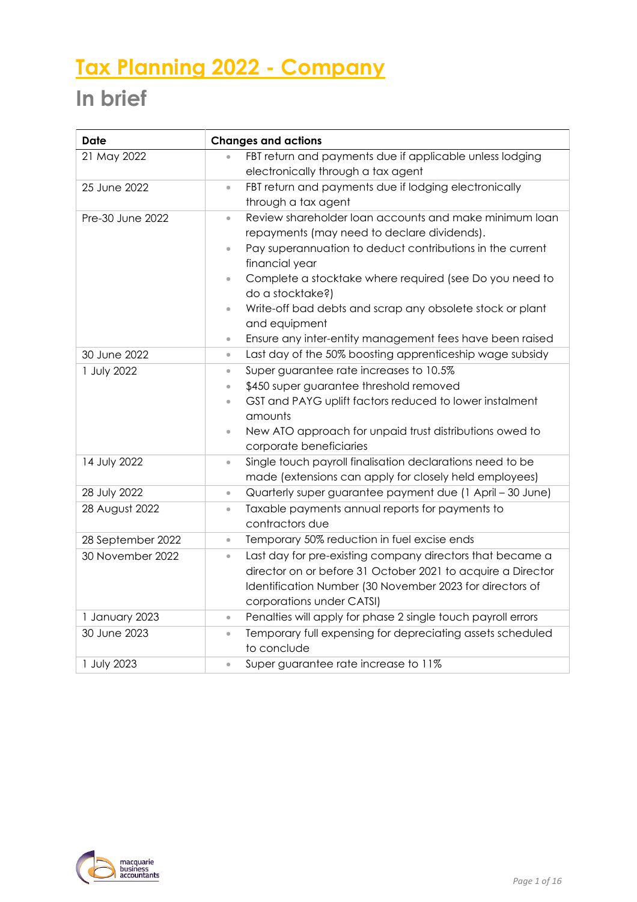# Tax Planning 2022 - Company

## In brief

| Date | Changes and actions |
|---|---|
| 21 May 2022 | • FBT return and payments due if applicable unless lodging electronically through a tax agent |
| 25 June 2022 | • FBT return and payments due if lodging electronically through a tax agent |
| Pre-30 June 2022 | • Review shareholder loan accounts and make minimum loan repayments (may need to declare dividends).<br>• Pay superannuation to deduct contributions in the current financial year<br>• Complete a stocktake where required (see Do you need to do a stocktake?)<br>• Write-off bad debts and scrap any obsolete stock or plant and equipment<br>• Ensure any inter-entity management fees have been raised |
| 30 June 2022 | • Last day of the 50% boosting apprenticeship wage subsidy |
| 1 July 2022 | • Super guarantee rate increases to 10.5%<br>• $450 super guarantee threshold removed<br>• GST and PAYG uplift factors reduced to lower instalment amounts<br>• New ATO approach for unpaid trust distributions owed to corporate beneficiaries |
| 14 July 2022 | • Single touch payroll finalisation declarations need to be made (extensions can apply for closely held employees) |
| 28 July 2022 | • Quarterly super guarantee payment due (1 April – 30 June) |
| 28 August 2022 | • Taxable payments annual reports for payments to contractors due |
| 28 September 2022 | • Temporary 50% reduction in fuel excise ends |
| 30 November 2022 | • Last day for pre-existing company directors that became a director on or before 31 October 2021 to acquire a Director Identification Number (30 November 2023 for directors of corporations under CATSI) |
| 1 January 2023 | • Penalties will apply for phase 2 single touch payroll errors |
| 30 June 2023 | • Temporary full expensing for depreciating assets scheduled to conclude |
| 1 July 2023 | • Super guarantee rate increase to 11% |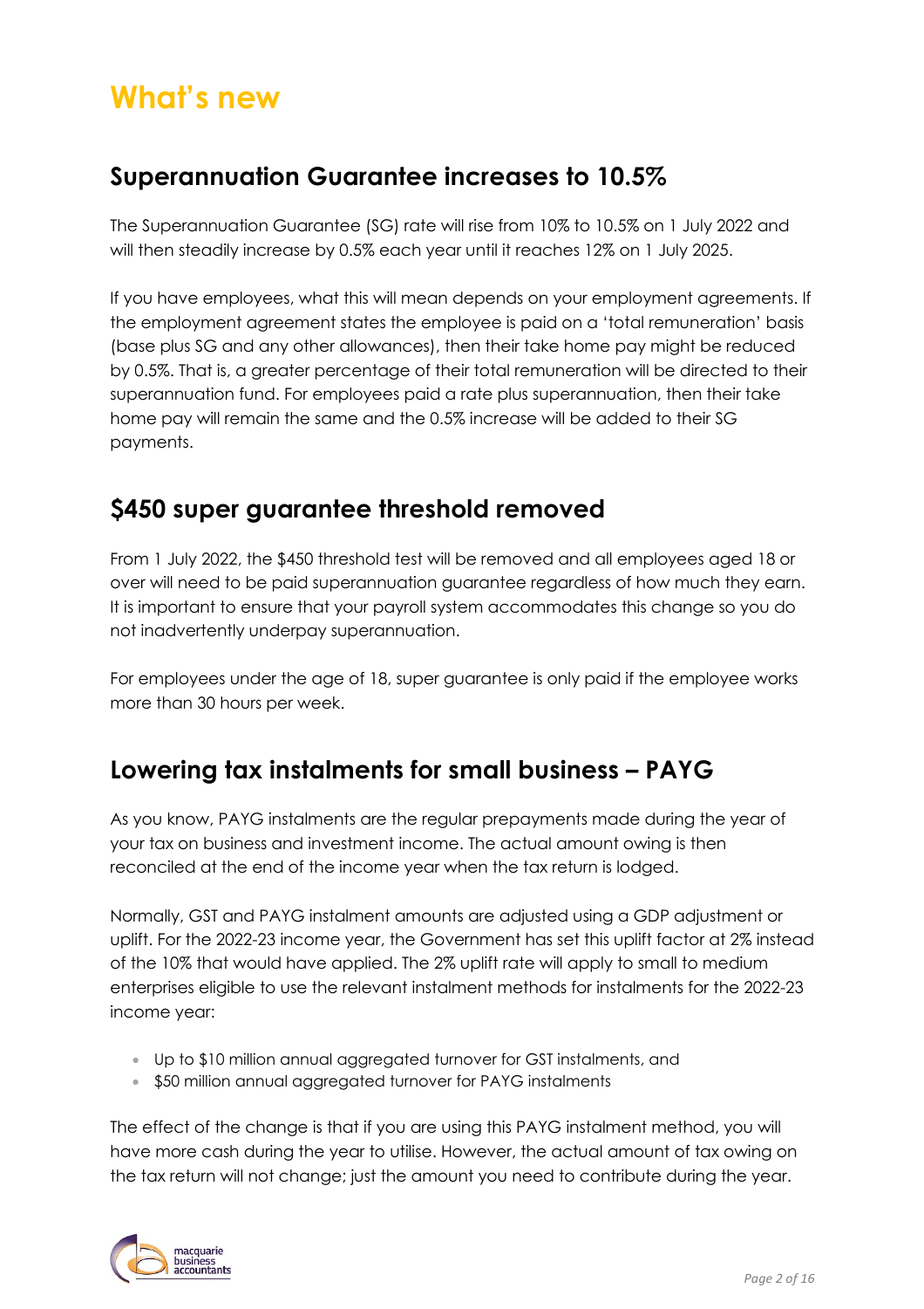# What's new

## Superannuation Guarantee increases to 10.5%

The Superannuation Guarantee (SG) rate will rise from 10% to 10.5% on 1 July 2022 and will then steadily increase by 0.5% each year until it reaches 12% on 1 July 2025.

If you have employees, what this will mean depends on your employment agreements. If the employment agreement states the employee is paid on a 'total remuneration' basis (base plus SG and any other allowances), then their take home pay might be reduced by 0.5%. That is, a greater percentage of their total remuneration will be directed to their superannuation fund. For employees paid a rate plus superannuation, then their take home pay will remain the same and the 0.5% increase will be added to their SG payments.

## $450 super guarantee threshold removed

From 1 July 2022, the $450 threshold test will be removed and all employees aged 18 or over will need to be paid superannuation guarantee regardless of how much they earn. It is important to ensure that your payroll system accommodates this change so you do not inadvertently underpay superannuation.

For employees under the age of 18, super guarantee is only paid if the employee works more than 30 hours per week.

## Lowering tax instalments for small business – PAYG

As you know, PAYG instalments are the regular prepayments made during the year of your tax on business and investment income. The actual amount owing is then reconciled at the end of the income year when the tax return is lodged.

Normally, GST and PAYG instalment amounts are adjusted using a GDP adjustment or uplift. For the 2022-23 income year, the Government has set this uplift factor at 2% instead of the 10% that would have applied. The 2% uplift rate will apply to small to medium enterprises eligible to use the relevant instalment methods for instalments for the 2022-23 income year:

- Up to $10 million annual aggregated turnover for GST instalments, and
- $50 million annual aggregated turnover for PAYG instalments

The effect of the change is that if you are using this PAYG instalment method, you will have more cash during the year to utilise. However, the actual amount of tax owing on the tax return will not change; just the amount you need to contribute during the year.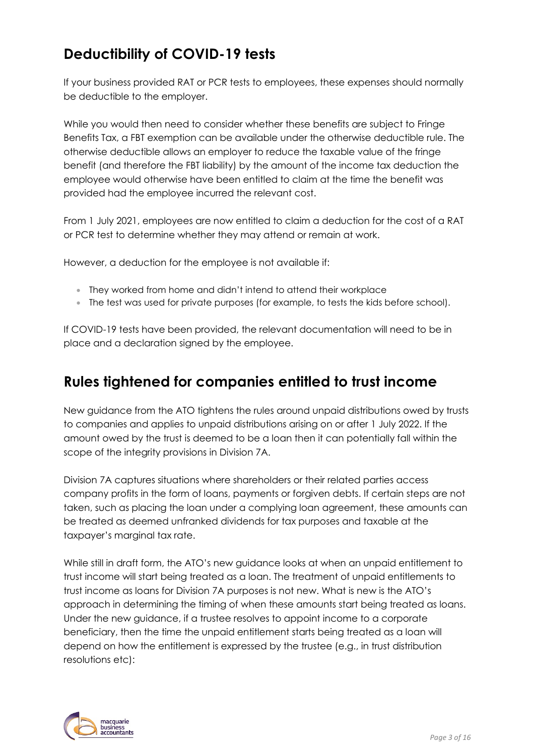## Deductibility of COVID-19 tests

If your business provided RAT or PCR tests to employees, these expenses should normally be deductible to the employer.

While you would then need to consider whether these benefits are subject to Fringe Benefits Tax, a FBT exemption can be available under the otherwise deductible rule. The otherwise deductible allows an employer to reduce the taxable value of the fringe benefit (and therefore the FBT liability) by the amount of the income tax deduction the employee would otherwise have been entitled to claim at the time the benefit was provided had the employee incurred the relevant cost.

From 1 July 2021, employees are now entitled to claim a deduction for the cost of a RAT or PCR test to determine whether they may attend or remain at work.

However, a deduction for the employee is not available if:

- They worked from home and didn't intend to attend their workplace
- The test was used for private purposes (for example, to tests the kids before school).

If COVID-19 tests have been provided, the relevant documentation will need to be in place and a declaration signed by the employee.

## Rules tightened for companies entitled to trust income

New guidance from the ATO tightens the rules around unpaid distributions owed by trusts to companies and applies to unpaid distributions arising on or after 1 July 2022. If the amount owed by the trust is deemed to be a loan then it can potentially fall within the scope of the integrity provisions in Division 7A.

Division 7A captures situations where shareholders or their related parties access company profits in the form of loans, payments or forgiven debts. If certain steps are not taken, such as placing the loan under a complying loan agreement, these amounts can be treated as deemed unfranked dividends for tax purposes and taxable at the taxpayer's marginal tax rate.

While still in draft form, the ATO's new guidance looks at when an unpaid entitlement to trust income will start being treated as a loan. The treatment of unpaid entitlements to trust income as loans for Division 7A purposes is not new. What is new is the ATO's approach in determining the timing of when these amounts start being treated as loans. Under the new guidance, if a trustee resolves to appoint income to a corporate beneficiary, then the time the unpaid entitlement starts being treated as a loan will depend on how the entitlement is expressed by the trustee (e.g., in trust distribution resolutions etc):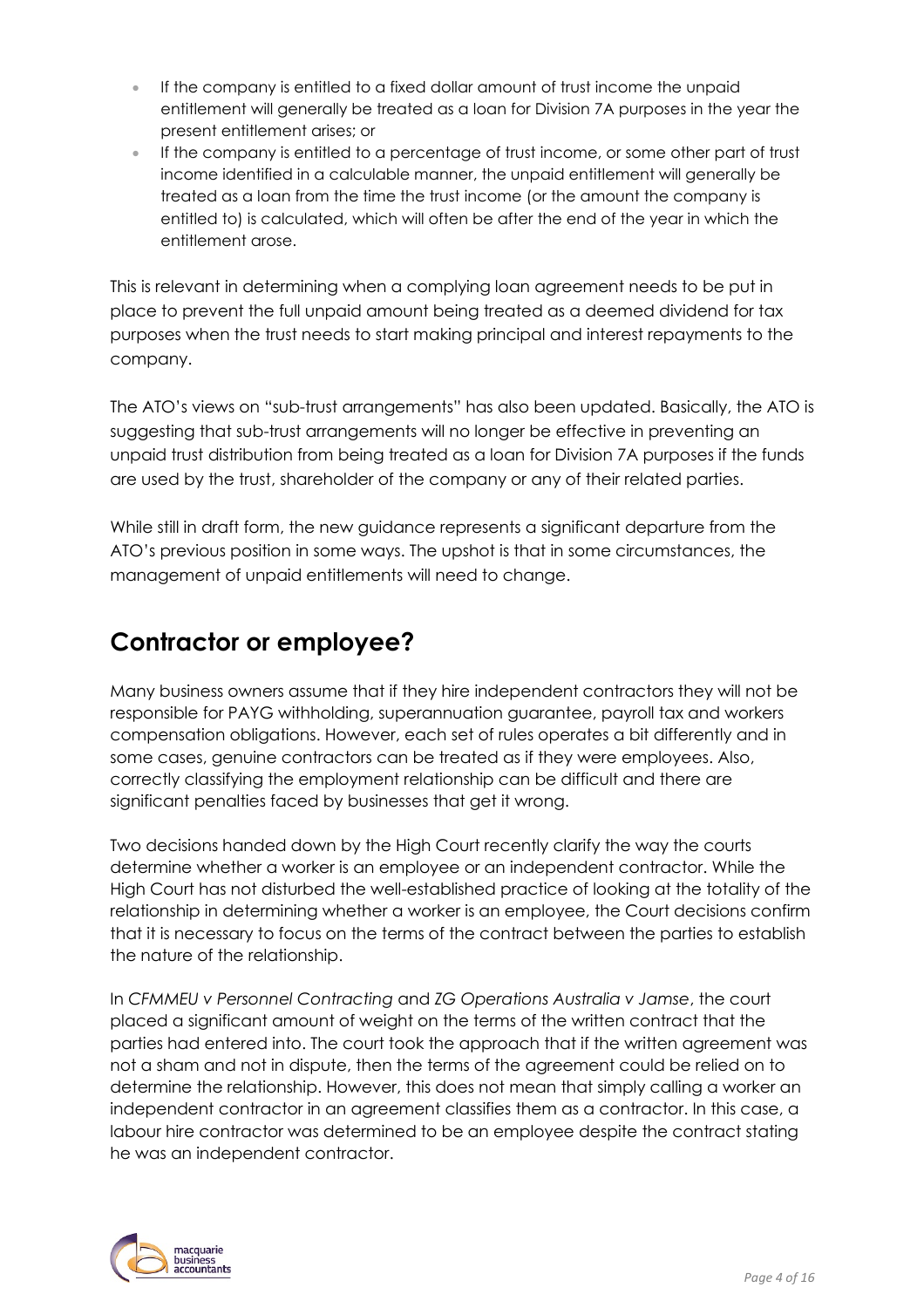- If the company is entitled to a fixed dollar amount of trust income the unpaid entitlement will generally be treated as a loan for Division 7A purposes in the year the present entitlement arises; or
- If the company is entitled to a percentage of trust income, or some other part of trust income identified in a calculable manner, the unpaid entitlement will generally be treated as a loan from the time the trust income (or the amount the company is entitled to) is calculated, which will often be after the end of the year in which the entitlement arose.

This is relevant in determining when a complying loan agreement needs to be put in place to prevent the full unpaid amount being treated as a deemed dividend for tax purposes when the trust needs to start making principal and interest repayments to the company.

The ATO's views on "sub-trust arrangements" has also been updated. Basically, the ATO is suggesting that sub-trust arrangements will no longer be effective in preventing an unpaid trust distribution from being treated as a loan for Division 7A purposes if the funds are used by the trust, shareholder of the company or any of their related parties.

While still in draft form, the new guidance represents a significant departure from the ATO's previous position in some ways. The upshot is that in some circumstances, the management of unpaid entitlements will need to change.

## Contractor or employee?

Many business owners assume that if they hire independent contractors they will not be responsible for PAYG withholding, superannuation guarantee, payroll tax and workers compensation obligations. However, each set of rules operates a bit differently and in some cases, genuine contractors can be treated as if they were employees. Also, correctly classifying the employment relationship can be difficult and there are significant penalties faced by businesses that get it wrong.

Two decisions handed down by the High Court recently clarify the way the courts determine whether a worker is an employee or an independent contractor. While the High Court has not disturbed the well-established practice of looking at the totality of the relationship in determining whether a worker is an employee, the Court decisions confirm that it is necessary to focus on the terms of the contract between the parties to establish the nature of the relationship.

In *CFMMEU v Personnel Contracting* and *ZG Operations Australia v Jamse*, the court placed a significant amount of weight on the terms of the written contract that the parties had entered into. The court took the approach that if the written agreement was not a sham and not in dispute, then the terms of the agreement could be relied on to determine the relationship. However, this does not mean that simply calling a worker an independent contractor in an agreement classifies them as a contractor. In this case, a labour hire contractor was determined to be an employee despite the contract stating he was an independent contractor.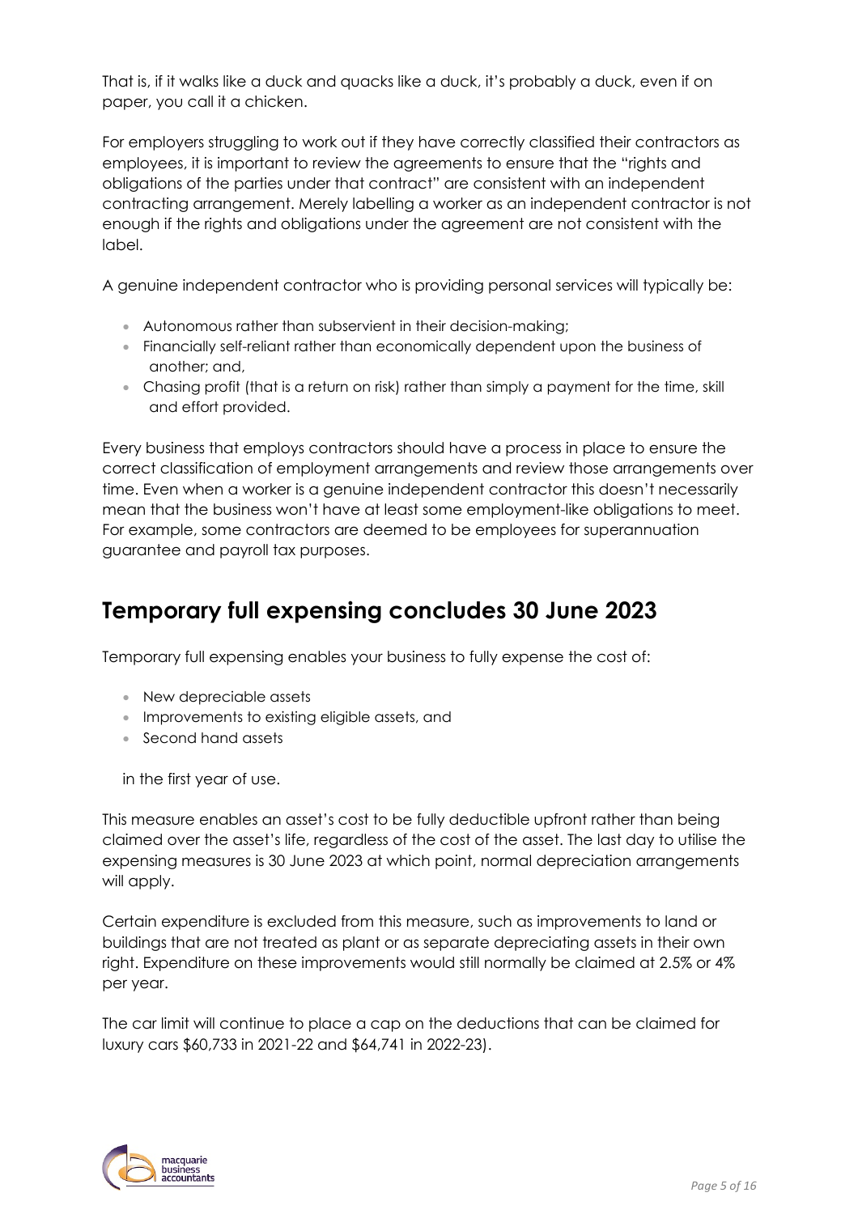That is, if it walks like a duck and quacks like a duck, it's probably a duck, even if on paper, you call it a chicken.

For employers struggling to work out if they have correctly classified their contractors as employees, it is important to review the agreements to ensure that the "rights and obligations of the parties under that contract" are consistent with an independent contracting arrangement. Merely labelling a worker as an independent contractor is not enough if the rights and obligations under the agreement are not consistent with the label.

A genuine independent contractor who is providing personal services will typically be:

- Autonomous rather than subservient in their decision-making;
- Financially self-reliant rather than economically dependent upon the business of another; and,
- Chasing profit (that is a return on risk) rather than simply a payment for the time, skill and effort provided.

Every business that employs contractors should have a process in place to ensure the correct classification of employment arrangements and review those arrangements over time. Even when a worker is a genuine independent contractor this doesn't necessarily mean that the business won't have at least some employment-like obligations to meet. For example, some contractors are deemed to be employees for superannuation guarantee and payroll tax purposes.

## Temporary full expensing concludes 30 June 2023

Temporary full expensing enables your business to fully expense the cost of:

- New depreciable assets
- Improvements to existing eligible assets, and
- Second hand assets

in the first year of use.

This measure enables an asset's cost to be fully deductible upfront rather than being claimed over the asset's life, regardless of the cost of the asset. The last day to utilise the expensing measures is 30 June 2023 at which point, normal depreciation arrangements will apply.

Certain expenditure is excluded from this measure, such as improvements to land or buildings that are not treated as plant or as separate depreciating assets in their own right. Expenditure on these improvements would still normally be claimed at 2.5% or 4% per year.

The car limit will continue to place a cap on the deductions that can be claimed for luxury cars $60,733 in 2021-22 and $64,741 in 2022-23).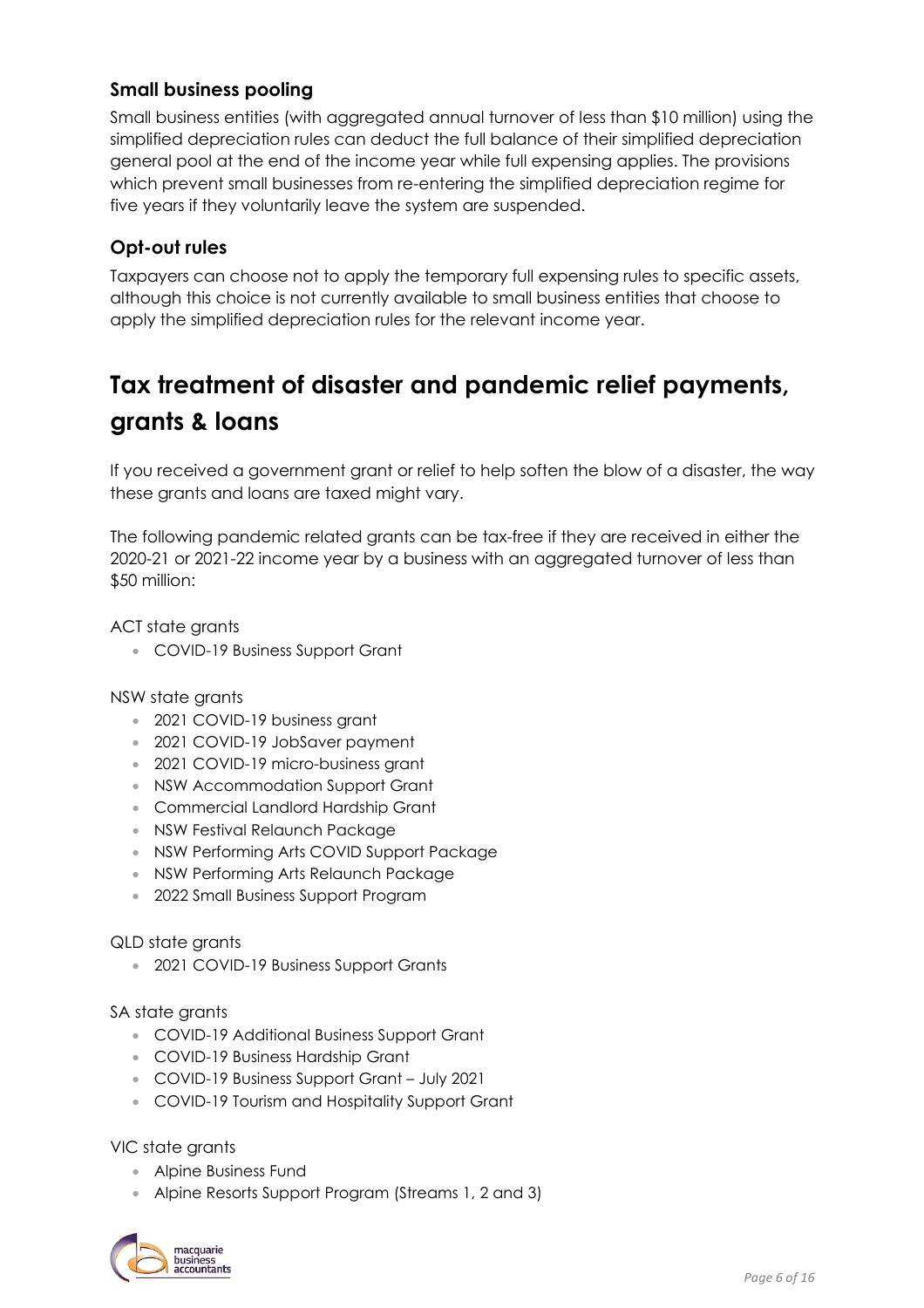### Small business pooling

Small business entities (with aggregated annual turnover of less than $10 million) using the simplified depreciation rules can deduct the full balance of their simplified depreciation general pool at the end of the income year while full expensing applies. The provisions which prevent small businesses from re-entering the simplified depreciation regime for five years if they voluntarily leave the system are suspended.

### Opt-out rules

Taxpayers can choose not to apply the temporary full expensing rules to specific assets, although this choice is not currently available to small business entities that choose to apply the simplified depreciation rules for the relevant income year.

## Tax treatment of disaster and pandemic relief payments, grants & loans

If you received a government grant or relief to help soften the blow of a disaster, the way these grants and loans are taxed might vary.

The following pandemic related grants can be tax-free if they are received in either the 2020-21 or 2021-22 income year by a business with an aggregated turnover of less than $50 million:

ACT state grants

- COVID-19 Business Support Grant

NSW state grants

- 2021 COVID-19 business grant
- 2021 COVID-19 JobSaver payment
- 2021 COVID-19 micro-business grant
- NSW Accommodation Support Grant
- Commercial Landlord Hardship Grant
- NSW Festival Relaunch Package
- NSW Performing Arts COVID Support Package
- NSW Performing Arts Relaunch Package
- 2022 Small Business Support Program

QLD state grants

- 2021 COVID-19 Business Support Grants

SA state grants

- COVID-19 Additional Business Support Grant
- COVID-19 Business Hardship Grant
- COVID-19 Business Support Grant – July 2021
- COVID-19 Tourism and Hospitality Support Grant

VIC state grants

- Alpine Business Fund
- Alpine Resorts Support Program (Streams 1, 2 and 3)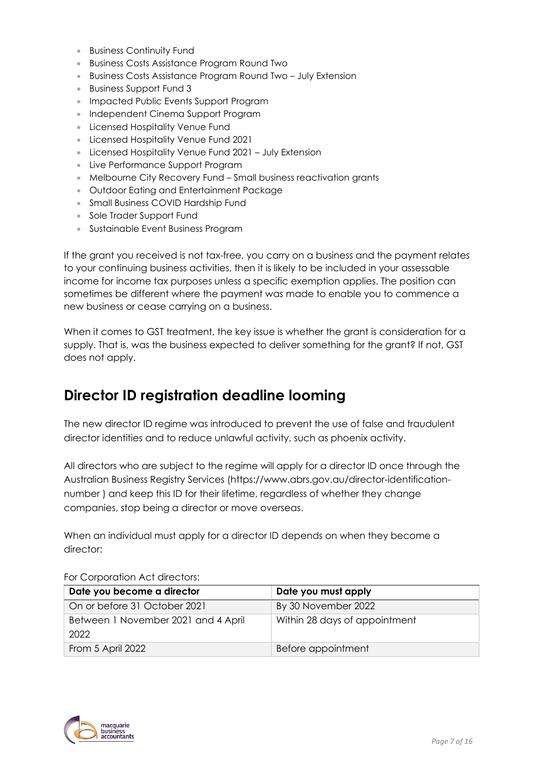- Business Continuity Fund
- Business Costs Assistance Program Round Two
- Business Costs Assistance Program Round Two – July Extension
- Business Support Fund 3
- Impacted Public Events Support Program
- Independent Cinema Support Program
- Licensed Hospitality Venue Fund
- Licensed Hospitality Venue Fund 2021
- Licensed Hospitality Venue Fund 2021 – July Extension
- Live Performance Support Program
- Melbourne City Recovery Fund – Small business reactivation grants
- Outdoor Eating and Entertainment Package
- Small Business COVID Hardship Fund
- Sole Trader Support Fund
- Sustainable Event Business Program

If the grant you received is not tax-free, you carry on a business and the payment relates to your continuing business activities, then it is likely to be included in your assessable income for income tax purposes unless a specific exemption applies. The position can sometimes be different where the payment was made to enable you to commence a new business or cease carrying on a business.

When it comes to GST treatment, the key issue is whether the grant is consideration for a supply. That is, was the business expected to deliver something for the grant? If not, GST does not apply.

## Director ID registration deadline looming

The new director ID regime was introduced to prevent the use of false and fraudulent director identities and to reduce unlawful activity, such as phoenix activity.

All directors who are subject to the regime will apply for a director ID once through the Australian Business Registry Services (https://www.abrs.gov.au/director-identification-number ) and keep this ID for their lifetime, regardless of whether they change companies, stop being a director or move overseas.

When an individual must apply for a director ID depends on when they become a director:

For Corporation Act directors:

| Date you become a director | Date you must apply |
|---|---|
| On or before 31 October 2021 | By 30 November 2022 |
| Between 1 November 2021 and 4 April 2022 | Within 28 days of appointment |
| From 5 April 2022 | Before appointment |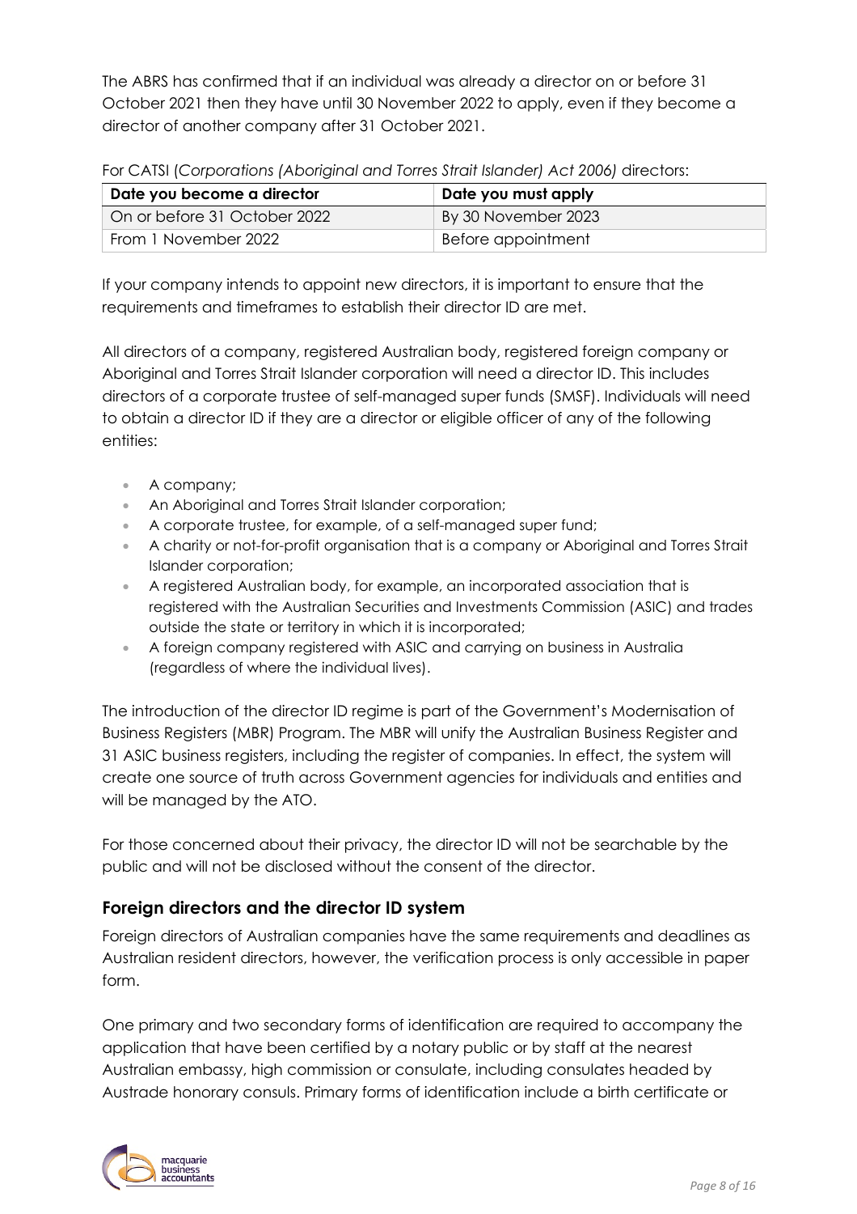The ABRS has confirmed that if an individual was already a director on or before 31 October 2021 then they have until 30 November 2022 to apply, even if they become a director of another company after 31 October 2021.

For CATSI (*Corporations (Aboriginal and Torres Strait Islander) Act 2006)* directors:

| Date you become a director | Date you must apply |
|---|---|
| On or before 31 October 2022 | By 30 November 2023 |
| From 1 November 2022 | Before appointment |

If your company intends to appoint new directors, it is important to ensure that the requirements and timeframes to establish their director ID are met.

All directors of a company, registered Australian body, registered foreign company or Aboriginal and Torres Strait Islander corporation will need a director ID. This includes directors of a corporate trustee of self-managed super funds (SMSF). Individuals will need to obtain a director ID if they are a director or eligible officer of any of the following entities:

- A company;
- An Aboriginal and Torres Strait Islander corporation;
- A corporate trustee, for example, of a self-managed super fund;
- A charity or not-for-profit organisation that is a company or Aboriginal and Torres Strait Islander corporation;
- A registered Australian body, for example, an incorporated association that is registered with the Australian Securities and Investments Commission (ASIC) and trades outside the state or territory in which it is incorporated;
- A foreign company registered with ASIC and carrying on business in Australia (regardless of where the individual lives).

The introduction of the director ID regime is part of the Government's Modernisation of Business Registers (MBR) Program. The MBR will unify the Australian Business Register and 31 ASIC business registers, including the register of companies. In effect, the system will create one source of truth across Government agencies for individuals and entities and will be managed by the ATO.

For those concerned about their privacy, the director ID will not be searchable by the public and will not be disclosed without the consent of the director.

## Foreign directors and the director ID system

Foreign directors of Australian companies have the same requirements and deadlines as Australian resident directors, however, the verification process is only accessible in paper form.

One primary and two secondary forms of identification are required to accompany the application that have been certified by a notary public or by staff at the nearest Australian embassy, high commission or consulate, including consulates headed by Austrade honorary consuls. Primary forms of identification include a birth certificate or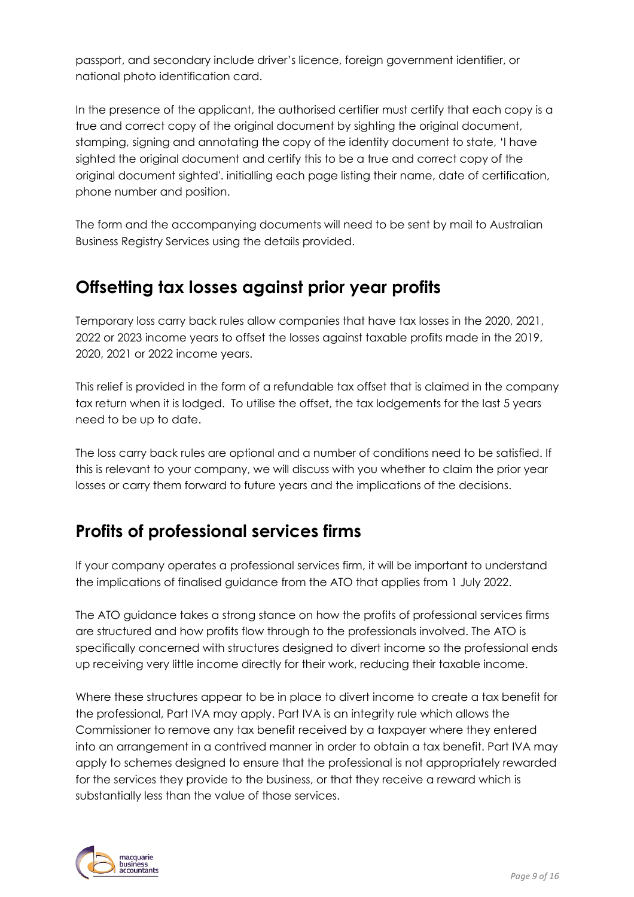passport, and secondary include driver's licence, foreign government identifier, or national photo identification card.

In the presence of the applicant, the authorised certifier must certify that each copy is a true and correct copy of the original document by sighting the original document, stamping, signing and annotating the copy of the identity document to state, 'I have sighted the original document and certify this to be a true and correct copy of the original document sighted'. initialling each page listing their name, date of certification, phone number and position.

The form and the accompanying documents will need to be sent by mail to Australian Business Registry Services using the details provided.

## Offsetting tax losses against prior year profits

Temporary loss carry back rules allow companies that have tax losses in the 2020, 2021, 2022 or 2023 income years to offset the losses against taxable profits made in the 2019, 2020, 2021 or 2022 income years.

This relief is provided in the form of a refundable tax offset that is claimed in the company tax return when it is lodged. To utilise the offset, the tax lodgements for the last 5 years need to be up to date.

The loss carry back rules are optional and a number of conditions need to be satisfied. If this is relevant to your company, we will discuss with you whether to claim the prior year losses or carry them forward to future years and the implications of the decisions.

## Profits of professional services firms

If your company operates a professional services firm, it will be important to understand the implications of finalised guidance from the ATO that applies from 1 July 2022.

The ATO guidance takes a strong stance on how the profits of professional services firms are structured and how profits flow through to the professionals involved. The ATO is specifically concerned with structures designed to divert income so the professional ends up receiving very little income directly for their work, reducing their taxable income.

Where these structures appear to be in place to divert income to create a tax benefit for the professional, Part IVA may apply. Part IVA is an integrity rule which allows the Commissioner to remove any tax benefit received by a taxpayer where they entered into an arrangement in a contrived manner in order to obtain a tax benefit. Part IVA may apply to schemes designed to ensure that the professional is not appropriately rewarded for the services they provide to the business, or that they receive a reward which is substantially less than the value of those services.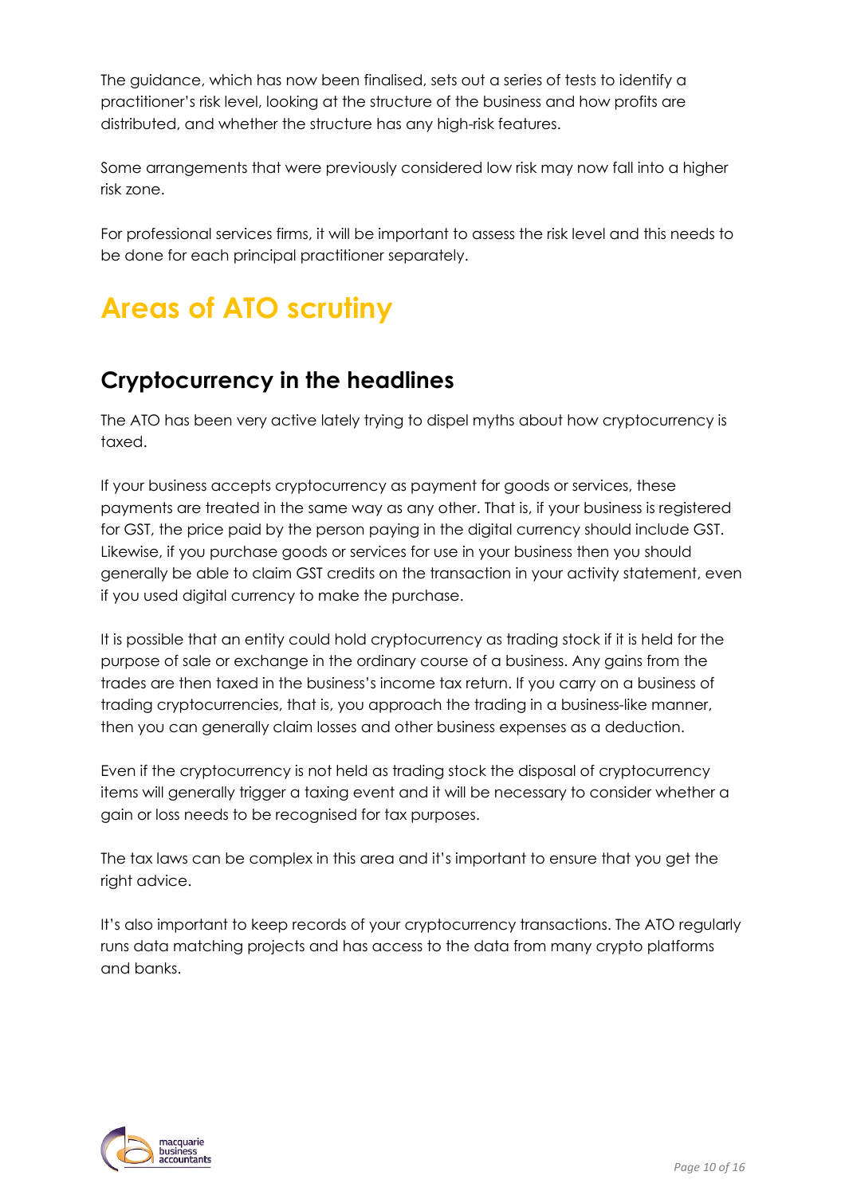The guidance, which has now been finalised, sets out a series of tests to identify a practitioner's risk level, looking at the structure of the business and how profits are distributed, and whether the structure has any high-risk features.

Some arrangements that were previously considered low risk may now fall into a higher risk zone.

For professional services firms, it will be important to assess the risk level and this needs to be done for each principal practitioner separately.

# Areas of ATO scrutiny

## Cryptocurrency in the headlines

The ATO has been very active lately trying to dispel myths about how cryptocurrency is taxed.

If your business accepts cryptocurrency as payment for goods or services, these payments are treated in the same way as any other. That is, if your business is registered for GST, the price paid by the person paying in the digital currency should include GST. Likewise, if you purchase goods or services for use in your business then you should generally be able to claim GST credits on the transaction in your activity statement, even if you used digital currency to make the purchase.

It is possible that an entity could hold cryptocurrency as trading stock if it is held for the purpose of sale or exchange in the ordinary course of a business. Any gains from the trades are then taxed in the business's income tax return. If you carry on a business of trading cryptocurrencies, that is, you approach the trading in a business-like manner, then you can generally claim losses and other business expenses as a deduction.

Even if the cryptocurrency is not held as trading stock the disposal of cryptocurrency items will generally trigger a taxing event and it will be necessary to consider whether a gain or loss needs to be recognised for tax purposes.

The tax laws can be complex in this area and it's important to ensure that you get the right advice.

It's also important to keep records of your cryptocurrency transactions. The ATO regularly runs data matching projects and has access to the data from many crypto platforms and banks.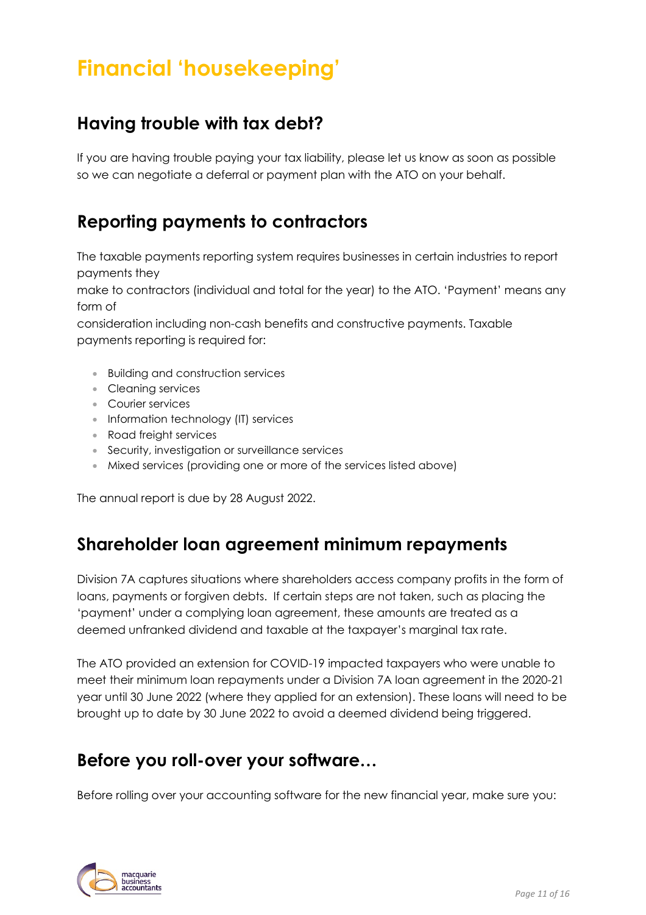# Financial 'housekeeping'

## Having trouble with tax debt?

If you are having trouble paying your tax liability, please let us know as soon as possible so we can negotiate a deferral or payment plan with the ATO on your behalf.

## Reporting payments to contractors

The taxable payments reporting system requires businesses in certain industries to report payments they make to contractors (individual and total for the year) to the ATO. 'Payment' means any form of consideration including non-cash benefits and constructive payments. Taxable payments reporting is required for:

- Building and construction services
- Cleaning services
- Courier services
- Information technology (IT) services
- Road freight services
- Security, investigation or surveillance services
- Mixed services (providing one or more of the services listed above)

The annual report is due by 28 August 2022.

## Shareholder loan agreement minimum repayments

Division 7A captures situations where shareholders access company profits in the form of loans, payments or forgiven debts. If certain steps are not taken, such as placing the 'payment' under a complying loan agreement, these amounts are treated as a deemed unfranked dividend and taxable at the taxpayer's marginal tax rate.

The ATO provided an extension for COVID-19 impacted taxpayers who were unable to meet their minimum loan repayments under a Division 7A loan agreement in the 2020-21 year until 30 June 2022 (where they applied for an extension). These loans will need to be brought up to date by 30 June 2022 to avoid a deemed dividend being triggered.

## Before you roll-over your software…

Before rolling over your accounting software for the new financial year, make sure you: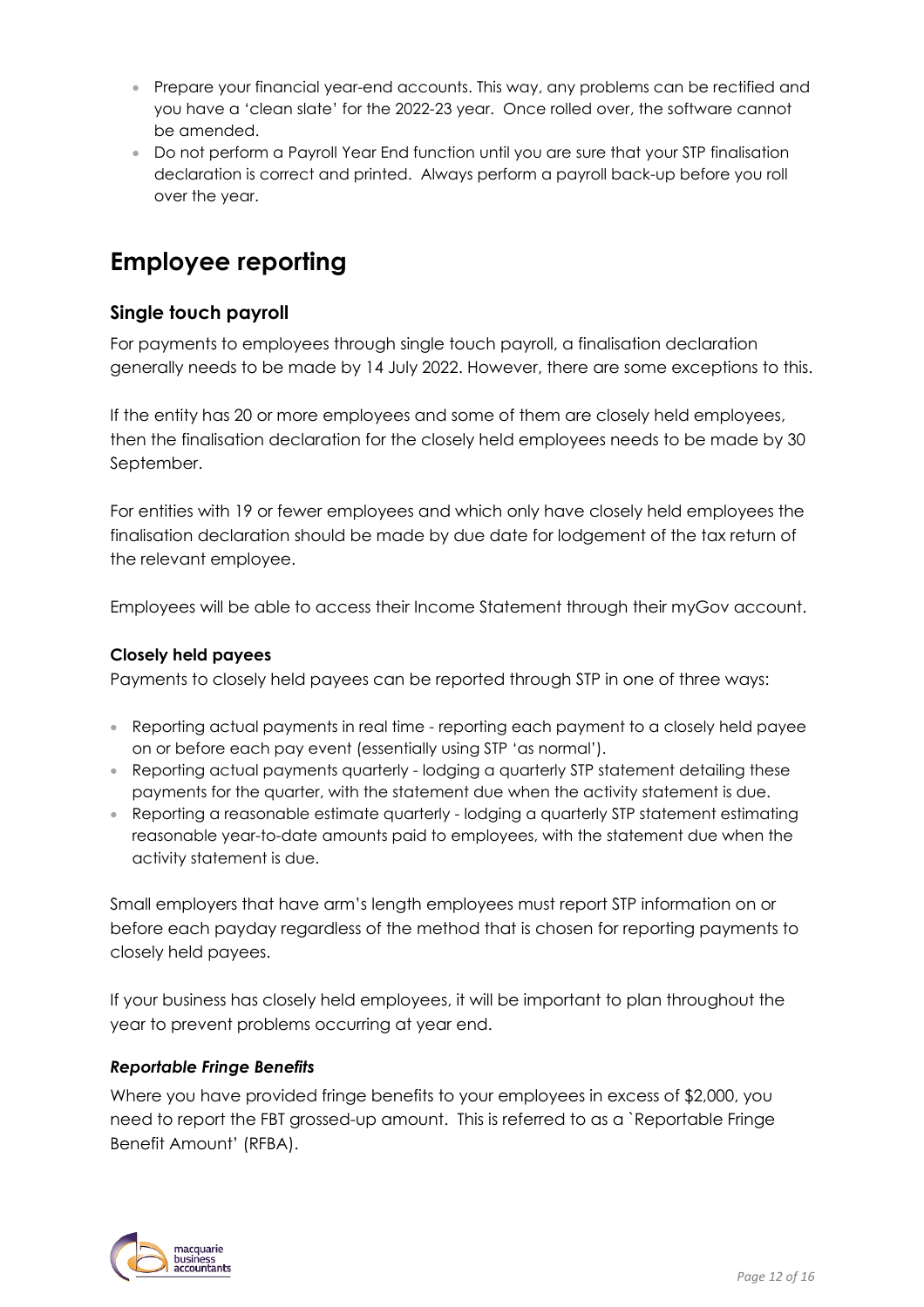- Prepare your financial year-end accounts. This way, any problems can be rectified and you have a 'clean slate' for the 2022-23 year. Once rolled over, the software cannot be amended.
- Do not perform a Payroll Year End function until you are sure that your STP finalisation declaration is correct and printed. Always perform a payroll back-up before you roll over the year.

# Employee reporting

## Single touch payroll

For payments to employees through single touch payroll, a finalisation declaration generally needs to be made by 14 July 2022. However, there are some exceptions to this.

If the entity has 20 or more employees and some of them are closely held employees, then the finalisation declaration for the closely held employees needs to be made by 30 September.

For entities with 19 or fewer employees and which only have closely held employees the finalisation declaration should be made by due date for lodgement of the tax return of the relevant employee.

Employees will be able to access their Income Statement through their myGov account.

### Closely held payees

Payments to closely held payees can be reported through STP in one of three ways:

- Reporting actual payments in real time - reporting each payment to a closely held payee on or before each pay event (essentially using STP 'as normal').
- Reporting actual payments quarterly - lodging a quarterly STP statement detailing these payments for the quarter, with the statement due when the activity statement is due.
- Reporting a reasonable estimate quarterly - lodging a quarterly STP statement estimating reasonable year-to-date amounts paid to employees, with the statement due when the activity statement is due.

Small employers that have arm's length employees must report STP information on or before each payday regardless of the method that is chosen for reporting payments to closely held payees.

If your business has closely held employees, it will be important to plan throughout the year to prevent problems occurring at year end.

#### *Reportable Fringe Benefits*

Where you have provided fringe benefits to your employees in excess of $2,000, you need to report the FBT grossed-up amount. This is referred to as a `Reportable Fringe Benefit Amount' (RFBA).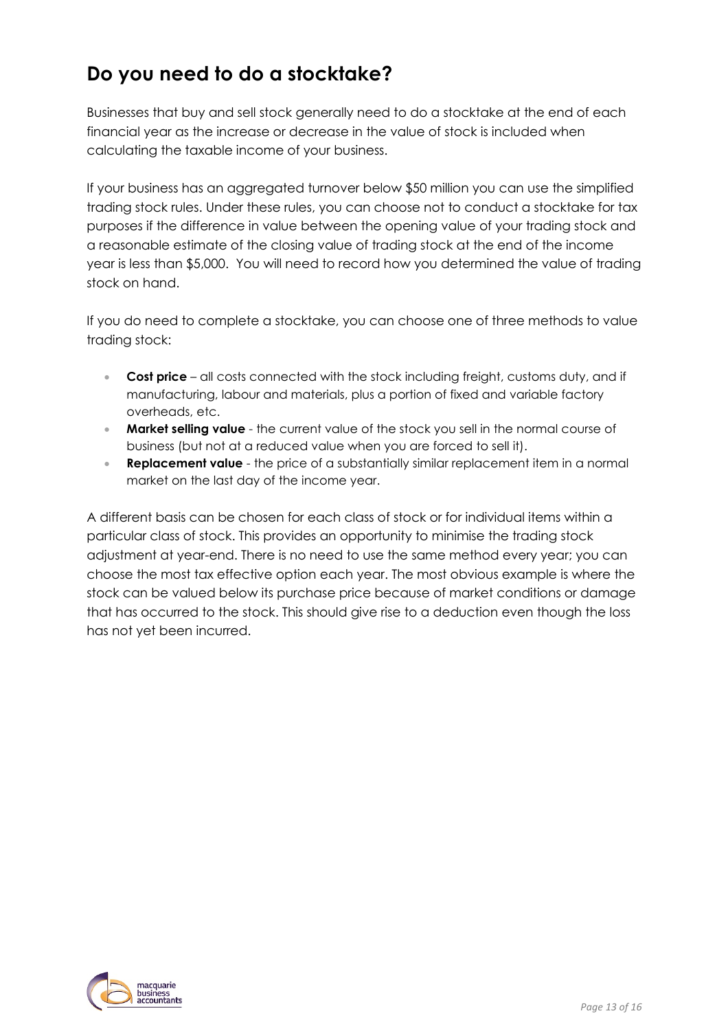## Do you need to do a stocktake?

Businesses that buy and sell stock generally need to do a stocktake at the end of each financial year as the increase or decrease in the value of stock is included when calculating the taxable income of your business.

If your business has an aggregated turnover below $50 million you can use the simplified trading stock rules. Under these rules, you can choose not to conduct a stocktake for tax purposes if the difference in value between the opening value of your trading stock and a reasonable estimate of the closing value of trading stock at the end of the income year is less than $5,000. You will need to record how you determined the value of trading stock on hand.

If you do need to complete a stocktake, you can choose one of three methods to value trading stock:

- **Cost price** – all costs connected with the stock including freight, customs duty, and if manufacturing, labour and materials, plus a portion of fixed and variable factory overheads, etc.
- **Market selling value** - the current value of the stock you sell in the normal course of business (but not at a reduced value when you are forced to sell it).
- **Replacement value** - the price of a substantially similar replacement item in a normal market on the last day of the income year.

A different basis can be chosen for each class of stock or for individual items within a particular class of stock. This provides an opportunity to minimise the trading stock adjustment at year-end. There is no need to use the same method every year; you can choose the most tax effective option each year. The most obvious example is where the stock can be valued below its purchase price because of market conditions or damage that has occurred to the stock. This should give rise to a deduction even though the loss has not yet been incurred.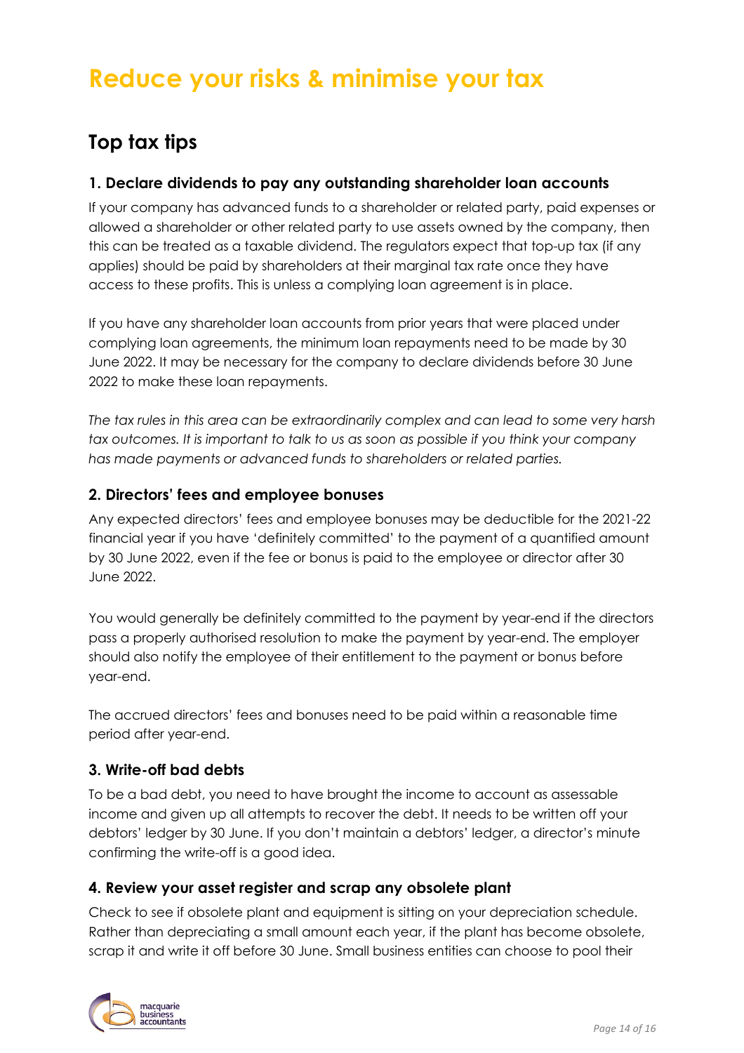# Reduce your risks & minimise your tax

## Top tax tips

### 1. Declare dividends to pay any outstanding shareholder loan accounts

If your company has advanced funds to a shareholder or related party, paid expenses or allowed a shareholder or other related party to use assets owned by the company, then this can be treated as a taxable dividend. The regulators expect that top-up tax (if any applies) should be paid by shareholders at their marginal tax rate once they have access to these profits. This is unless a complying loan agreement is in place.

If you have any shareholder loan accounts from prior years that were placed under complying loan agreements, the minimum loan repayments need to be made by 30 June 2022. It may be necessary for the company to declare dividends before 30 June 2022 to make these loan repayments.

*The tax rules in this area can be extraordinarily complex and can lead to some very harsh tax outcomes. It is important to talk to us as soon as possible if you think your company has made payments or advanced funds to shareholders or related parties.*

### 2. Directors' fees and employee bonuses

Any expected directors' fees and employee bonuses may be deductible for the 2021-22 financial year if you have 'definitely committed' to the payment of a quantified amount by 30 June 2022, even if the fee or bonus is paid to the employee or director after 30 June 2022.

You would generally be definitely committed to the payment by year-end if the directors pass a properly authorised resolution to make the payment by year-end. The employer should also notify the employee of their entitlement to the payment or bonus before year-end.

The accrued directors' fees and bonuses need to be paid within a reasonable time period after year-end.

### 3. Write-off bad debts

To be a bad debt, you need to have brought the income to account as assessable income and given up all attempts to recover the debt. It needs to be written off your debtors' ledger by 30 June. If you don't maintain a debtors' ledger, a director's minute confirming the write-off is a good idea.

### 4. Review your asset register and scrap any obsolete plant

Check to see if obsolete plant and equipment is sitting on your depreciation schedule. Rather than depreciating a small amount each year, if the plant has become obsolete, scrap it and write it off before 30 June. Small business entities can choose to pool their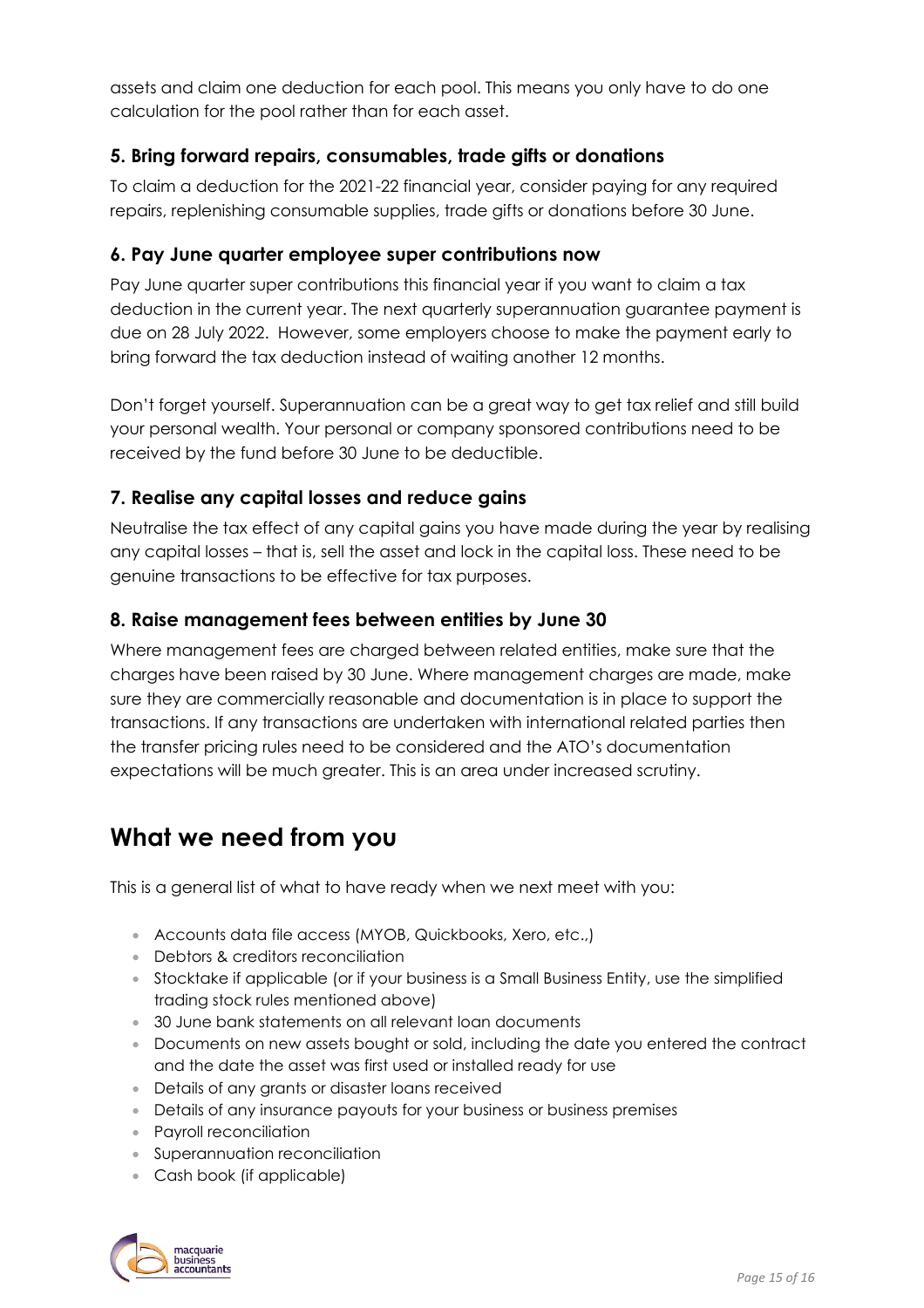assets and claim one deduction for each pool. This means you only have to do one calculation for the pool rather than for each asset.

### 5. Bring forward repairs, consumables, trade gifts or donations

To claim a deduction for the 2021-22 financial year, consider paying for any required repairs, replenishing consumable supplies, trade gifts or donations before 30 June.

### 6. Pay June quarter employee super contributions now

Pay June quarter super contributions this financial year if you want to claim a tax deduction in the current year. The next quarterly superannuation guarantee payment is due on 28 July 2022. However, some employers choose to make the payment early to bring forward the tax deduction instead of waiting another 12 months.

Don't forget yourself. Superannuation can be a great way to get tax relief and still build your personal wealth. Your personal or company sponsored contributions need to be received by the fund before 30 June to be deductible.

### 7. Realise any capital losses and reduce gains

Neutralise the tax effect of any capital gains you have made during the year by realising any capital losses – that is, sell the asset and lock in the capital loss. These need to be genuine transactions to be effective for tax purposes.

### 8. Raise management fees between entities by June 30

Where management fees are charged between related entities, make sure that the charges have been raised by 30 June. Where management charges are made, make sure they are commercially reasonable and documentation is in place to support the transactions. If any transactions are undertaken with international related parties then the transfer pricing rules need to be considered and the ATO's documentation expectations will be much greater. This is an area under increased scrutiny.

## What we need from you

This is a general list of what to have ready when we next meet with you:

- Accounts data file access (MYOB, Quickbooks, Xero, etc.,)
- Debtors & creditors reconciliation
- Stocktake if applicable (or if your business is a Small Business Entity, use the simplified trading stock rules mentioned above)
- 30 June bank statements on all relevant loan documents
- Documents on new assets bought or sold, including the date you entered the contract and the date the asset was first used or installed ready for use
- Details of any grants or disaster loans received
- Details of any insurance payouts for your business or business premises
- Payroll reconciliation
- Superannuation reconciliation
- Cash book (if applicable)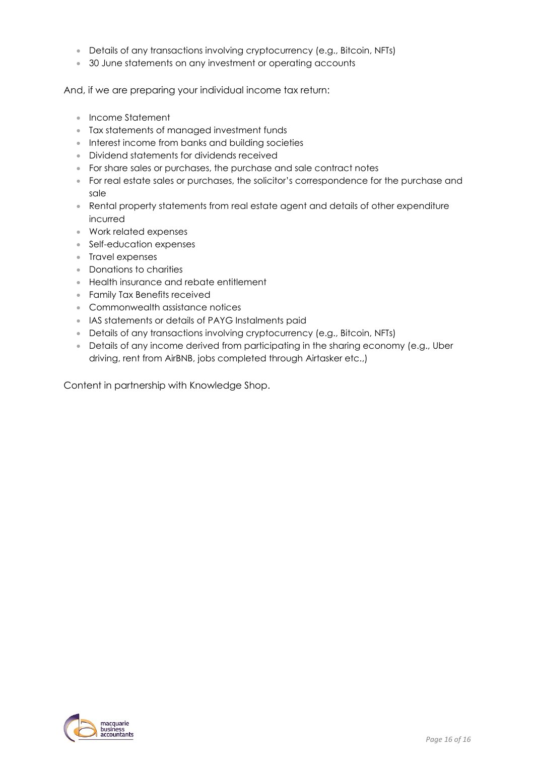- Details of any transactions involving cryptocurrency (e.g., Bitcoin, NFTs)
- 30 June statements on any investment or operating accounts

And, if we are preparing your individual income tax return:

- Income Statement
- Tax statements of managed investment funds
- Interest income from banks and building societies
- Dividend statements for dividends received
- For share sales or purchases, the purchase and sale contract notes
- For real estate sales or purchases, the solicitor's correspondence for the purchase and sale
- Rental property statements from real estate agent and details of other expenditure incurred
- Work related expenses
- Self-education expenses
- Travel expenses
- Donations to charities
- Health insurance and rebate entitlement
- Family Tax Benefits received
- Commonwealth assistance notices
- IAS statements or details of PAYG Instalments paid
- Details of any transactions involving cryptocurrency (e.g., Bitcoin, NFTs)
- Details of any income derived from participating in the sharing economy (e.g., Uber driving, rent from AirBNB, jobs completed through Airtasker etc.,)

Content in partnership with Knowledge Shop.